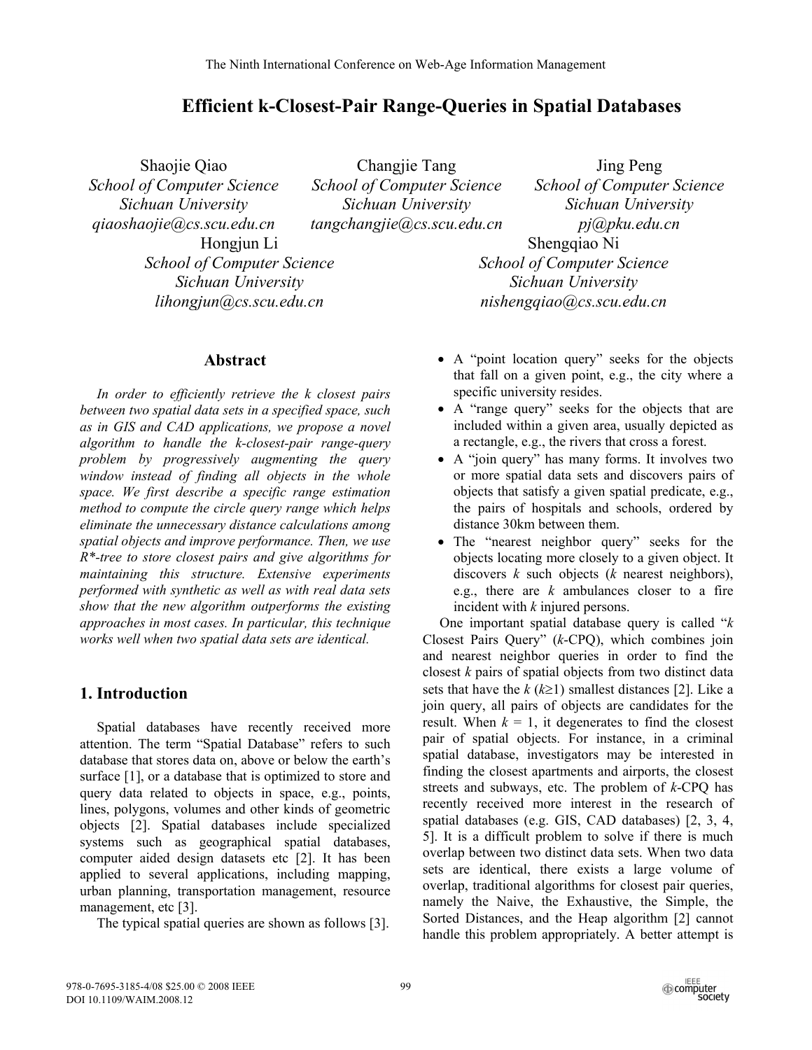# Efficient k-Closest-Pair Range-Queries in Spatial Databases

Shaojie Qiao
*School of Computer Science*
*Sichuan University*
*qiaoshaojie@cs.scu.edu.cn*

Changjie Tang
*School of Computer Science*
*Sichuan University*
*tangchangjie@cs.scu.edu.cn*

Jing Peng
*School of Computer Science*
*Sichuan University*
*pj@pku.edu.cn*

Hongjun Li
*School of Computer Science*
*Sichuan University*
*lihongjun@cs.scu.edu.cn*

Shengqiao Ni
*School of Computer Science*
*Sichuan University*
*nishengqiao@cs.scu.edu.cn*

## Abstract

*In order to efficiently retrieve the k closest pairs between two spatial data sets in a specified space, such as in GIS and CAD applications, we propose a novel algorithm to handle the k-closest-pair range-query problem by progressively augmenting the query window instead of finding all objects in the whole space. We first describe a specific range estimation method to compute the circle query range which helps eliminate the unnecessary distance calculations among spatial objects and improve performance. Then, we use R\*-tree to store closest pairs and give algorithms for maintaining this structure. Extensive experiments performed with synthetic as well as with real data sets show that the new algorithm outperforms the existing approaches in most cases. In particular, this technique works well when two spatial data sets are identical.*

## 1. Introduction

Spatial databases have recently received more attention. The term "Spatial Database" refers to such database that stores data on, above or below the earth's surface [1], or a database that is optimized to store and query data related to objects in space, e.g., points, lines, polygons, volumes and other kinds of geometric objects [2]. Spatial databases include specialized systems such as geographical spatial databases, computer aided design datasets etc [2]. It has been applied to several applications, including mapping, urban planning, transportation management, resource management, etc [3].

The typical spatial queries are shown as follows [3].

- A "point location query" seeks for the objects that fall on a given point, e.g., the city where a specific university resides.
- A "range query" seeks for the objects that are included within a given area, usually depicted as a rectangle, e.g., the rivers that cross a forest.
- A "join query" has many forms. It involves two or more spatial data sets and discovers pairs of objects that satisfy a given spatial predicate, e.g., the pairs of hospitals and schools, ordered by distance 30km between them.
- The "nearest neighbor query" seeks for the objects locating more closely to a given object. It discovers *k* such objects (*k* nearest neighbors), e.g., there are *k* ambulances closer to a fire incident with *k* injured persons.

One important spatial database query is called "*k* Closest Pairs Query" (*k*-CPQ), which combines join and nearest neighbor queries in order to find the closest *k* pairs of spatial objects from two distinct data sets that have the *k* ($k \geq 1$) smallest distances [2]. Like a join query, all pairs of objects are candidates for the result. When $k = 1$, it degenerates to find the closest pair of spatial objects. For instance, in a criminal spatial database, investigators may be interested in finding the closest apartments and airports, the closest streets and subways, etc. The problem of *k*-CPQ has recently received more interest in the research of spatial databases (e.g. GIS, CAD databases) [2, 3, 4, 5]. It is a difficult problem to solve if there is much overlap between two distinct data sets. When two data sets are identical, there exists a large volume of overlap, traditional algorithms for closest pair queries, namely the Naive, the Exhaustive, the Simple, the Sorted Distances, and the Heap algorithm [2] cannot handle this problem appropriately. A better attempt is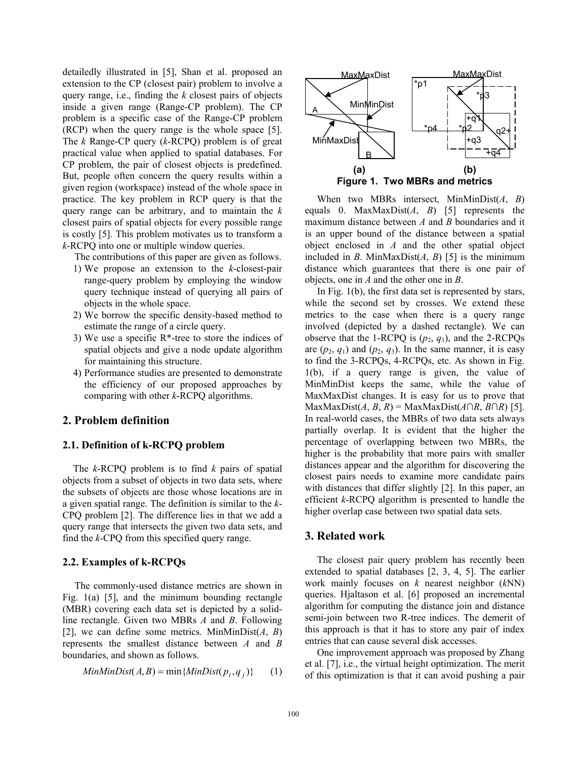detailedly illustrated in [5], Shan et al. proposed an extension to the CP (closest pair) problem to involve a query range, i.e., finding the $k$ closest pairs of objects inside a given range (Range-CP problem). The CP problem is a specific case of the Range-CP problem (RCP) when the query range is the whole space [5]. The $k$ Range-CP query ($k$-RCPQ) problem is of great practical value when applied to spatial databases. For CP problem, the pair of closest objects is predefined. But, people often concern the query results within a given region (workspace) instead of the whole space in practice. The key problem in RCP query is that the query range can be arbitrary, and to maintain the $k$ closest pairs of spatial objects for every possible range is costly [5]. This problem motivates us to transform a $k$-RCPQ into one or multiple window queries.

The contributions of this paper are given as follows.

1) We propose an extension to the $k$-closest-pair range-query problem by employing the window query technique instead of querying all pairs of objects in the whole space.
2) We borrow the specific density-based method to estimate the range of a circle query.
3) We use a specific R*-tree to store the indices of spatial objects and give a node update algorithm for maintaining this structure.
4) Performance studies are presented to demonstrate the efficiency of our proposed approaches by comparing with other $k$-RCPQ algorithms.

## 2. Problem definition

### 2.1. Definition of k-RCPQ problem

The $k$-RCPQ problem is to find $k$ pairs of spatial objects from a subset of objects in two data sets, where the subsets of objects are those whose locations are in a given spatial range. The definition is similar to the $k$-CPQ problem [2]. The difference lies in that we add a query range that intersects the given two data sets, and find the $k$-CPQ from this specified query range.

### 2.2. Examples of k-RCPQs

The commonly-used distance metrics are shown in Fig. 1(a) [5], and the minimum bounding rectangle (MBR) covering each data set is depicted by a solid-line rectangle. Given two MBRs $A$ and $B$. Following [2], we can define some metrics. MinMinDist($A$, $B$) represents the smallest distance between $A$ and $B$ boundaries, and shown as follows.

$$MinMinDist(A,B) = \min\{MinDist(p_i, q_j)\} \qquad (1)$$

**Figure 1. Two MBRs and metrics**

When two MBRs intersect, MinMinDist($A$, $B$) equals 0. MaxMaxDist($A$, $B$) [5] represents the maximum distance between $A$ and $B$ boundaries and it is an upper bound of the distance between a spatial object enclosed in $A$ and the other spatial object included in $B$. MinMaxDist($A$, $B$) [5] is the minimum distance which guarantees that there is one pair of objects, one in $A$ and the other one in $B$.

In Fig. 1(b), the first data set is represented by stars, while the second set by crosses. We extend these metrics to the case when there is a query range involved (depicted by a dashed rectangle). We can observe that the 1-RCPQ is ($p_2$, $q_1$), and the 2-RCPQs are ($p_2$, $q_1$) and ($p_2$, $q_3$). In the same manner, it is easy to find the 3-RCPQs, 4-RCPQs, etc. As shown in Fig. 1(b), if a query range is given, the value of MinMinDist keeps the same, while the value of MaxMaxDist changes. It is easy for us to prove that MaxMaxDist($A$, $B$, $R$) = MaxMaxDist($A \cap R$, $B \cap R$) [5]. In real-world cases, the MBRs of two data sets always partially overlap. It is evident that the higher the percentage of overlapping between two MBRs, the higher is the probability that more pairs with smaller distances appear and the algorithm for discovering the closest pairs needs to examine more candidate pairs with distances that differ slightly [2]. In this paper, an efficient $k$-RCPQ algorithm is presented to handle the higher overlap case between two spatial data sets.

## 3. Related work

The closest pair query problem has recently been extended to spatial databases [2, 3, 4, 5]. The earlier work mainly focuses on $k$ nearest neighbor ($k$NN) queries. Hjaltason et al. [6] proposed an incremental algorithm for computing the distance join and distance semi-join between two R-tree indices. The demerit of this approach is that it has to store any pair of index entries that can cause several disk accesses.

One improvement approach was proposed by Zhang et al. [7], i.e., the virtual height optimization. The merit of this optimization is that it can avoid pushing a pair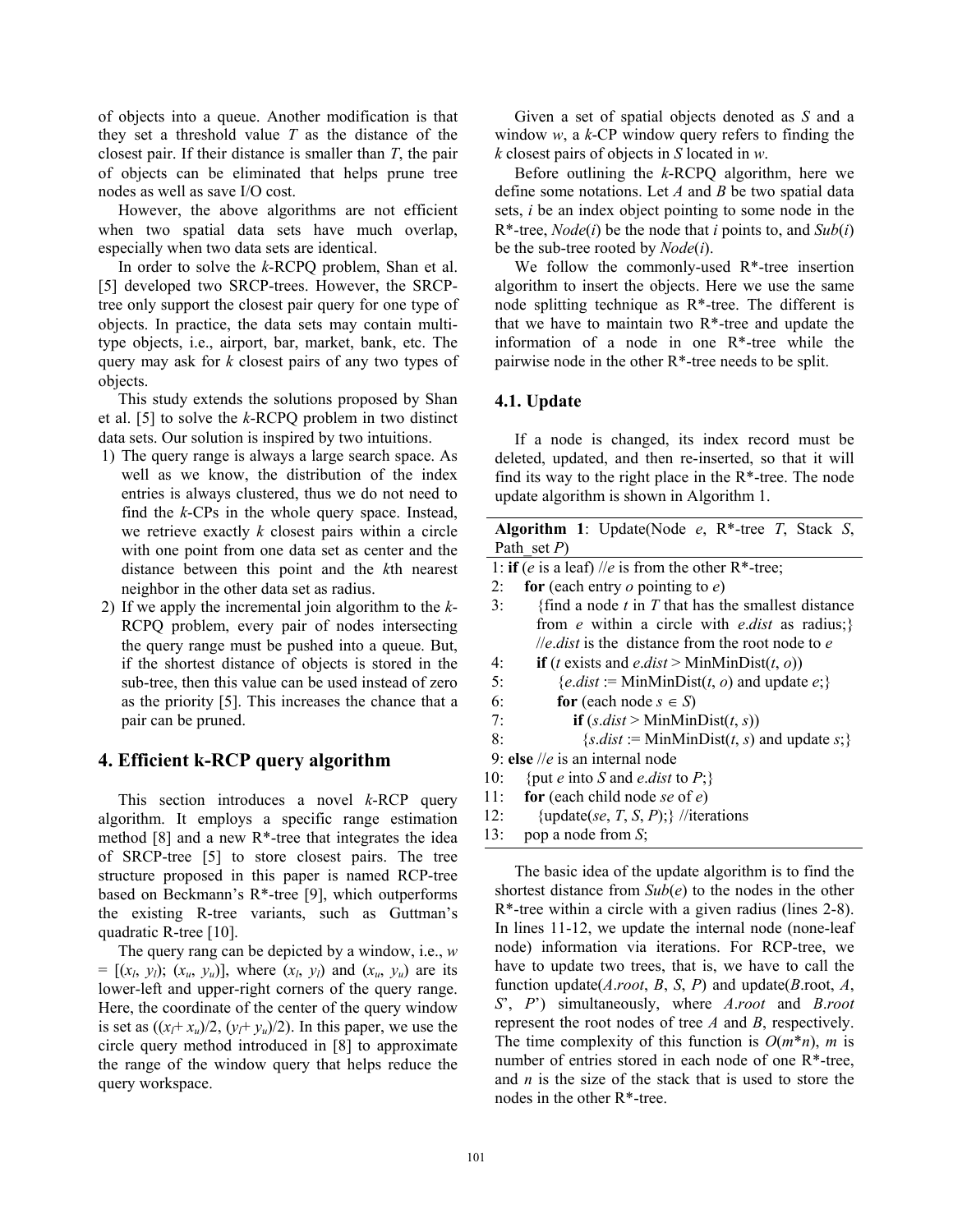of objects into a queue. Another modification is that they set a threshold value *T* as the distance of the closest pair. If their distance is smaller than *T*, the pair of objects can be eliminated that helps prune tree nodes as well as save I/O cost.

However, the above algorithms are not efficient when two spatial data sets have much overlap, especially when two data sets are identical.

In order to solve the *k*-RCPQ problem, Shan et al. [5] developed two SRCP-trees. However, the SRCP-tree only support the closest pair query for one type of objects. In practice, the data sets may contain multi-type objects, i.e., airport, bar, market, bank, etc. The query may ask for *k* closest pairs of any two types of objects.

This study extends the solutions proposed by Shan et al. [5] to solve the *k*-RCPQ problem in two distinct data sets. Our solution is inspired by two intuitions.

1) The query range is always a large search space. As well as we know, the distribution of the index entries is always clustered, thus we do not need to find the *k*-CPs in the whole query space. Instead, we retrieve exactly *k* closest pairs within a circle with one point from one data set as center and the distance between this point and the *k*th nearest neighbor in the other data set as radius.
2) If we apply the incremental join algorithm to the *k*-RCPQ problem, every pair of nodes intersecting the query range must be pushed into a queue. But, if the shortest distance of objects is stored in the sub-tree, then this value can be used instead of zero as the priority [5]. This increases the chance that a pair can be pruned.

## 4. Efficient k-RCP query algorithm

This section introduces a novel *k*-RCP query algorithm. It employs a specific range estimation method [8] and a new R*-tree that integrates the idea of SRCP-tree [5] to store closest pairs. The tree structure proposed in this paper is named RCP-tree based on Beckmann's R*-tree [9], which outperforms the existing R-tree variants, such as Guttman's quadratic R-tree [10].

The query rang can be depicted by a window, i.e., $w = [(x_l, y_l); (x_u, y_u)]$, where $(x_l, y_l)$ and $(x_u, y_u)$ are its lower-left and upper-right corners of the query range. Here, the coordinate of the center of the query window is set as $((x_l + x_u)/2, (y_l + y_u)/2)$. In this paper, we use the circle query method introduced in [8] to approximate the range of the window query that helps reduce the query workspace.

Given a set of spatial objects denoted as *S* and a window *w*, a *k*-CP window query refers to finding the *k* closest pairs of objects in *S* located in *w*.

Before outlining the *k*-RCPQ algorithm, here we define some notations. Let *A* and *B* be two spatial data sets, *i* be an index object pointing to some node in the R*-tree, *Node*(*i*) be the node that *i* points to, and *Sub*(*i*) be the sub-tree rooted by *Node*(*i*).

We follow the commonly-used R*-tree insertion algorithm to insert the objects. Here we use the same node splitting technique as R*-tree. The different is that we have to maintain two R*-tree and update the information of a node in one R*-tree while the pairwise node in the other R*-tree needs to be split.

### 4.1. Update

If a node is changed, its index record must be deleted, updated, and then re-inserted, so that it will find its way to the right place in the R*-tree. The node update algorithm is shown in Algorithm 1.

**Algorithm 1**: Update(Node *e*, R*-tree *T*, Stack *S*, Path_set *P*)

```
1: if (e is a leaf) //e is from the other R*-tree;
2:    for (each entry o pointing to e)
3:       {find a node t in T that has the smallest distance
         from e within a circle with e.dist as radius;}
         //e.dist is the distance from the root node to e
4:       if (t exists and e.dist > MinMinDist(t, o))
5:          {e.dist := MinMinDist(t, o) and update e;}
6:          for (each node s ∈ S)
7:             if (s.dist > MinMinDist(t, s))
8:                {s.dist := MinMinDist(t, s) and update s;}
9: else //e is an internal node
10:   {put e into S and e.dist to P;}
11:   for (each child node se of e)
12:      {update(se, T, S, P);} //iterations
13:   pop a node from S;
```

The basic idea of the update algorithm is to find the shortest distance from *Sub*(*e*) to the nodes in the other R*-tree within a circle with a given radius (lines 2-8). In lines 11-12, we update the internal node (none-leaf node) information via iterations. For RCP-tree, we have to update two trees, that is, we have to call the function update(*A.root*, *B*, *S*, *P*) and update(*B*.root, *A*, *S*', *P*') simultaneously, where *A.root* and *B.root* represent the root nodes of tree *A* and *B*, respectively. The time complexity of this function is $O(m*n)$, *m* is number of entries stored in each node of one R*-tree, and *n* is the size of the stack that is used to store the nodes in the other R*-tree.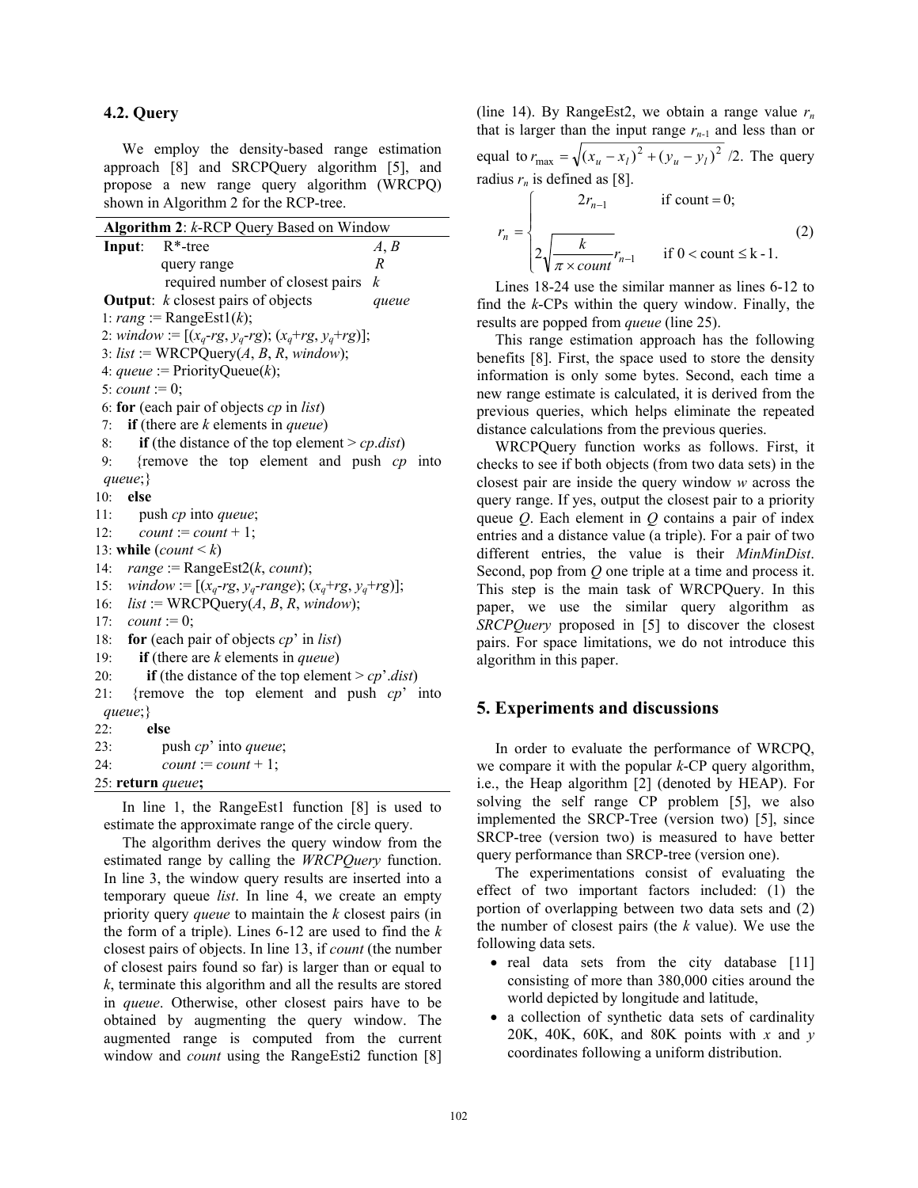### 4.2. Query

We employ the density-based range estimation approach [8] and SRCPQuery algorithm [5], and propose a new range query algorithm (WRCPQ) shown in Algorithm 2 for the RCP-tree.

**Algorithm 2**: *k*-RCP Query Based on Window

```
Input:   R*-tree                              A, B
         query range                          R
         required number of closest pairs     k
Output:  k closest pairs of objects           queue
1: rang := RangeEst1(k);
2: window := [(xq-rg, yq-rg); (xq+rg, yq+rg)];
3: list := WRCPQuery(A, B, R, window);
4: queue := PriorityQueue(k);
5: count := 0;
6: for (each pair of objects cp in list)
7:   if (there are k elements in queue)
8:     if (the distance of the top element > cp.dist)
9:     {remove the top element and push cp into queue;}
10:  else
11:    push cp into queue;
12:    count := count + 1;
13: while (count < k)
14:   range := RangeEst2(k, count);
15:   window := [(xq-rg, yq-range); (xq+rg, yq+rg)];
16:   list := WRCPQuery(A, B, R, window);
17:   count := 0;
18:   for (each pair of objects cp' in list)
19:     if (there are k elements in queue)
20:       if (the distance of the top element > cp'.dist)
21:       {remove the top element and push cp' into queue;}
22:     else
23:       push cp' into queue;
24:       count := count + 1;
25: return queue;
```

In line 1, the RangeEst1 function [8] is used to estimate the approximate range of the circle query.

The algorithm derives the query window from the estimated range by calling the *WRCPQuery* function. In line 3, the window query results are inserted into a temporary queue *list*. In line 4, we create an empty priority query *queue* to maintain the *k* closest pairs (in the form of a triple). Lines 6-12 are used to find the *k* closest pairs of objects. In line 13, if *count* (the number of closest pairs found so far) is larger than or equal to *k*, terminate this algorithm and all the results are stored in *queue*. Otherwise, other closest pairs have to be obtained by augmenting the query window. The augmented range is computed from the current window and *count* using the RangeEsti2 function [8] (line 14). By RangeEst2, we obtain a range value $r_n$ that is larger than the input range $r_{n-1}$ and less than or equal to $r_{\max} = \sqrt{(x_u - x_l)^2 + (y_u - y_l)^2}\,/2$. The query radius $r_n$ is defined as [8].

$$
r_n = \begin{cases} 2r_{n-1} & \text{if count} = 0; \\ 2\sqrt{\dfrac{k}{\pi \times count}}\, r_{n-1} & \text{if } 0 < \text{count} \le \text{k - 1}. \end{cases} \tag{2}
$$

Lines 18-24 use the similar manner as lines 6-12 to find the *k*-CPs within the query window. Finally, the results are popped from *queue* (line 25).

This range estimation approach has the following benefits [8]. First, the space used to store the density information is only some bytes. Second, each time a new range estimate is calculated, it is derived from the previous queries, which helps eliminate the repeated distance calculations from the previous queries.

WRCPQuery function works as follows. First, it checks to see if both objects (from two data sets) in the closest pair are inside the query window *w* across the query range. If yes, output the closest pair to a priority queue *Q*. Each element in *Q* contains a pair of index entries and a distance value (a triple). For a pair of two different entries, the value is their *MinMinDist*. Second, pop from *Q* one triple at a time and process it. This step is the main task of WRCPQuery. In this paper, we use the similar query algorithm as *SRCPQuery* proposed in [5] to discover the closest pairs. For space limitations, we do not introduce this algorithm in this paper.

## 5. Experiments and discussions

In order to evaluate the performance of WRCPQ, we compare it with the popular *k*-CP query algorithm, i.e., the Heap algorithm [2] (denoted by HEAP). For solving the self range CP problem [5], we also implemented the SRCP-Tree (version two) [5], since SRCP-tree (version two) is measured to have better query performance than SRCP-tree (version one).

The experimentations consist of evaluating the effect of two important factors included: (1) the portion of overlapping between two data sets and (2) the number of closest pairs (the *k* value). We use the following data sets.

- real data sets from the city database [11] consisting of more than 380,000 cities around the world depicted by longitude and latitude,
- a collection of synthetic data sets of cardinality 20K, 40K, 60K, and 80K points with *x* and *y* coordinates following a uniform distribution.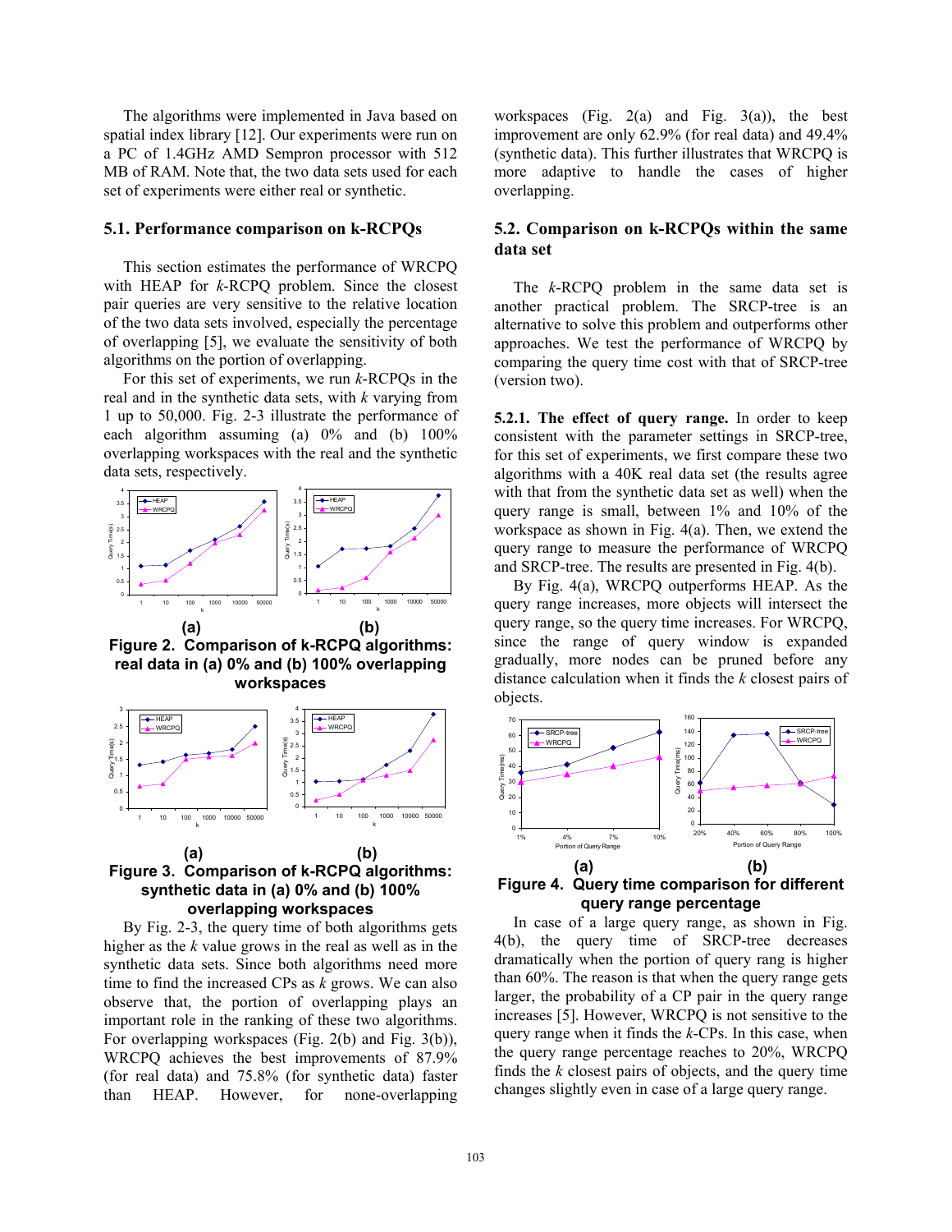The algorithms were implemented in Java based on spatial index library [12]. Our experiments were run on a PC of 1.4GHz AMD Sempron processor with 512 MB of RAM. Note that, the two data sets used for each set of experiments were either real or synthetic.

### 5.1. Performance comparison on k-RCPQs

This section estimates the performance of WRCPQ with HEAP for *k*-RCPQ problem. Since the closest pair queries are very sensitive to the relative location of the two data sets involved, especially the percentage of overlapping [5], we evaluate the sensitivity of both algorithms on the portion of overlapping.

For this set of experiments, we run *k*-RCPQs in the real and in the synthetic data sets, with *k* varying from 1 up to 50,000. Fig. 2-3 illustrate the performance of each algorithm assuming (a) 0% and (b) 100% overlapping workspaces with the real and the synthetic data sets, respectively.

**Figure 2. Comparison of k-RCPQ algorithms: real data in (a) 0% and (b) 100% overlapping workspaces**

**Figure 3. Comparison of k-RCPQ algorithms: synthetic data in (a) 0% and (b) 100% overlapping workspaces**

By Fig. 2-3, the query time of both algorithms gets higher as the *k* value grows in the real as well as in the synthetic data sets. Since both algorithms need more time to find the increased CPs as *k* grows. We can also observe that, the portion of overlapping plays an important role in the ranking of these two algorithms. For overlapping workspaces (Fig. 2(b) and Fig. 3(b)), WRCPQ achieves the best improvements of 87.9% (for real data) and 75.8% (for synthetic data) faster than HEAP. However, for none-overlapping workspaces (Fig. 2(a) and Fig. 3(a)), the best improvement are only 62.9% (for real data) and 49.4% (synthetic data). This further illustrates that WRCPQ is more adaptive to handle the cases of higher overlapping.

### 5.2. Comparison on k-RCPQs within the same data set

The *k*-RCPQ problem in the same data set is another practical problem. The SRCP-tree is an alternative to solve this problem and outperforms other approaches. We test the performance of WRCPQ by comparing the query time cost with that of SRCP-tree (version two).

**5.2.1. The effect of query range.** In order to keep consistent with the parameter settings in SRCP-tree, for this set of experiments, we first compare these two algorithms with a 40K real data set (the results agree with that from the synthetic data set as well) when the query range is small, between 1% and 10% of the workspace as shown in Fig. 4(a). Then, we extend the query range to measure the performance of WRCPQ and SRCP-tree. The results are presented in Fig. 4(b).

By Fig. 4(a), WRCPQ outperforms HEAP. As the query range increases, more objects will intersect the query range, so the query time increases. For WRCPQ, since the range of query window is expanded gradually, more nodes can be pruned before any distance calculation when it finds the *k* closest pairs of objects.

**Figure 4. Query time comparison for different query range percentage**

In case of a large query range, as shown in Fig. 4(b), the query time of SRCP-tree decreases dramatically when the portion of query rang is higher than 60%. The reason is that when the query range gets larger, the probability of a CP pair in the query range increases [5]. However, WRCPQ is not sensitive to the query range when it finds the *k*-CPs. In this case, when the query range percentage reaches to 20%, WRCPQ finds the k closest pairs of objects, and the query time changes slightly even in case of a large query range.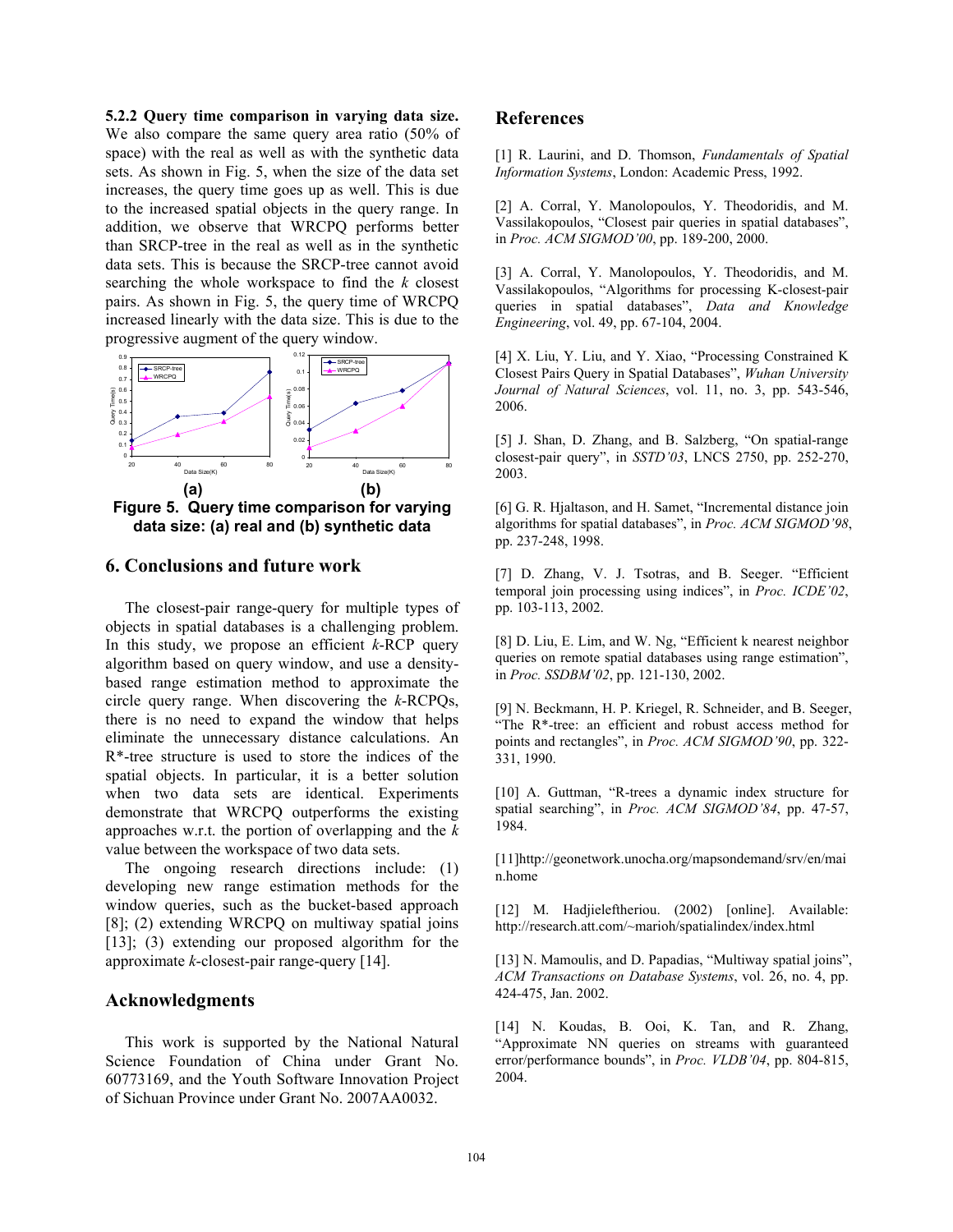**5.2.2 Query time comparison in varying data size.** We also compare the same query area ratio (50% of space) with the real as well as with the synthetic data sets. As shown in Fig. 5, when the size of the data set increases, the query time goes up as well. This is due to the increased spatial objects in the query range. In addition, we observe that WRCPQ performs better than SRCP-tree in the real as well as in the synthetic data sets. This is because the SRCP-tree cannot avoid searching the whole workspace to find the $k$ closest pairs. As shown in Fig. 5, the query time of WRCPQ increased linearly with the data size. This is due to the progressive augment of the query window.

(a)

SRCP-tree
WRCPQ
Query Time(s)
0 0.1 0.2 0.3 0.4 0.5 0.6 0.7 0.8 0.9
20 40 60 80
Data Size(K)

(b)

SRCP-tree
WRCPQ
Query Time(s)
0 0.02 0.04 0.06 0.08 0.1 0.12
20 40 60 80
Data Size(K)

**Figure 5. Query time comparison for varying data size: (a) real and (b) synthetic data**

## 6. Conclusions and future work

The closest-pair range-query for multiple types of objects in spatial databases is a challenging problem. In this study, we propose an efficient $k$-RCP query algorithm based on query window, and use a density-based range estimation method to approximate the circle query range. When discovering the $k$-RCPQs, there is no need to expand the window that helps eliminate the unnecessary distance calculations. An R*-tree structure is used to store the indices of the spatial objects. In particular, it is a better solution when two data sets are identical. Experiments demonstrate that WRCPQ outperforms the existing approaches w.r.t. the portion of overlapping and the $k$ value between the workspace of two data sets.

The ongoing research directions include: (1) developing new range estimation methods for the window queries, such as the bucket-based approach [8]; (2) extending WRCPQ on multiway spatial joins [13]; (3) extending our proposed algorithm for the approximate $k$-closest-pair range-query [14].

## Acknowledgments

This work is supported by the National Natural Science Foundation of China under Grant No. 60773169, and the Youth Software Innovation Project of Sichuan Province under Grant No. 2007AA0032.

## References

[1] R. Laurini, and D. Thomson, *Fundamentals of Spatial Information Systems*, London: Academic Press, 1992.

[2] A. Corral, Y. Manolopoulos, Y. Theodoridis, and M. Vassilakopoulos, "Closest pair queries in spatial databases", in *Proc. ACM SIGMOD'00*, pp. 189-200, 2000.

[3] A. Corral, Y. Manolopoulos, Y. Theodoridis, and M. Vassilakopoulos, "Algorithms for processing K-closest-pair queries in spatial databases", *Data and Knowledge Engineering*, vol. 49, pp. 67-104, 2004.

[4] X. Liu, Y. Liu, and Y. Xiao, "Processing Constrained K Closest Pairs Query in Spatial Databases", *Wuhan University Journal of Natural Sciences*, vol. 11, no. 3, pp. 543-546, 2006.

[5] J. Shan, D. Zhang, and B. Salzberg, "On spatial-range closest-pair query", in *SSTD'03*, LNCS 2750, pp. 252-270, 2003.

[6] G. R. Hjaltason, and H. Samet, "Incremental distance join algorithms for spatial databases", in *Proc. ACM SIGMOD'98*, pp. 237-248, 1998.

[7] D. Zhang, V. J. Tsotras, and B. Seeger. "Efficient temporal join processing using indices", in *Proc. ICDE'02*, pp. 103-113, 2002.

[8] D. Liu, E. Lim, and W. Ng, "Efficient k nearest neighbor queries on remote spatial databases using range estimation", in *Proc. SSDBM'02*, pp. 121-130, 2002.

[9] N. Beckmann, H. P. Kriegel, R. Schneider, and B. Seeger, "The R*-tree: an efficient and robust access method for points and rectangles", in *Proc. ACM SIGMOD'90*, pp. 322-331, 1990.

[10] A. Guttman, "R-trees a dynamic index structure for spatial searching", in *Proc. ACM SIGMOD'84*, pp. 47-57, 1984.

[11]http://geonetwork.unocha.org/mapsondemand/srv/en/main.home

[12] M. Hadjieleftheriou. (2002) [online]. Available: http://research.att.com/~marioh/spatialindex/index.html

[13] N. Mamoulis, and D. Papadias, "Multiway spatial joins", *ACM Transactions on Database Systems*, vol. 26, no. 4, pp. 424-475, Jan. 2002.

[14] N. Koudas, B. Ooi, K. Tan, and R. Zhang, "Approximate NN queries on streams with guaranteed error/performance bounds", in *Proc. VLDB'04*, pp. 804-815, 2004.